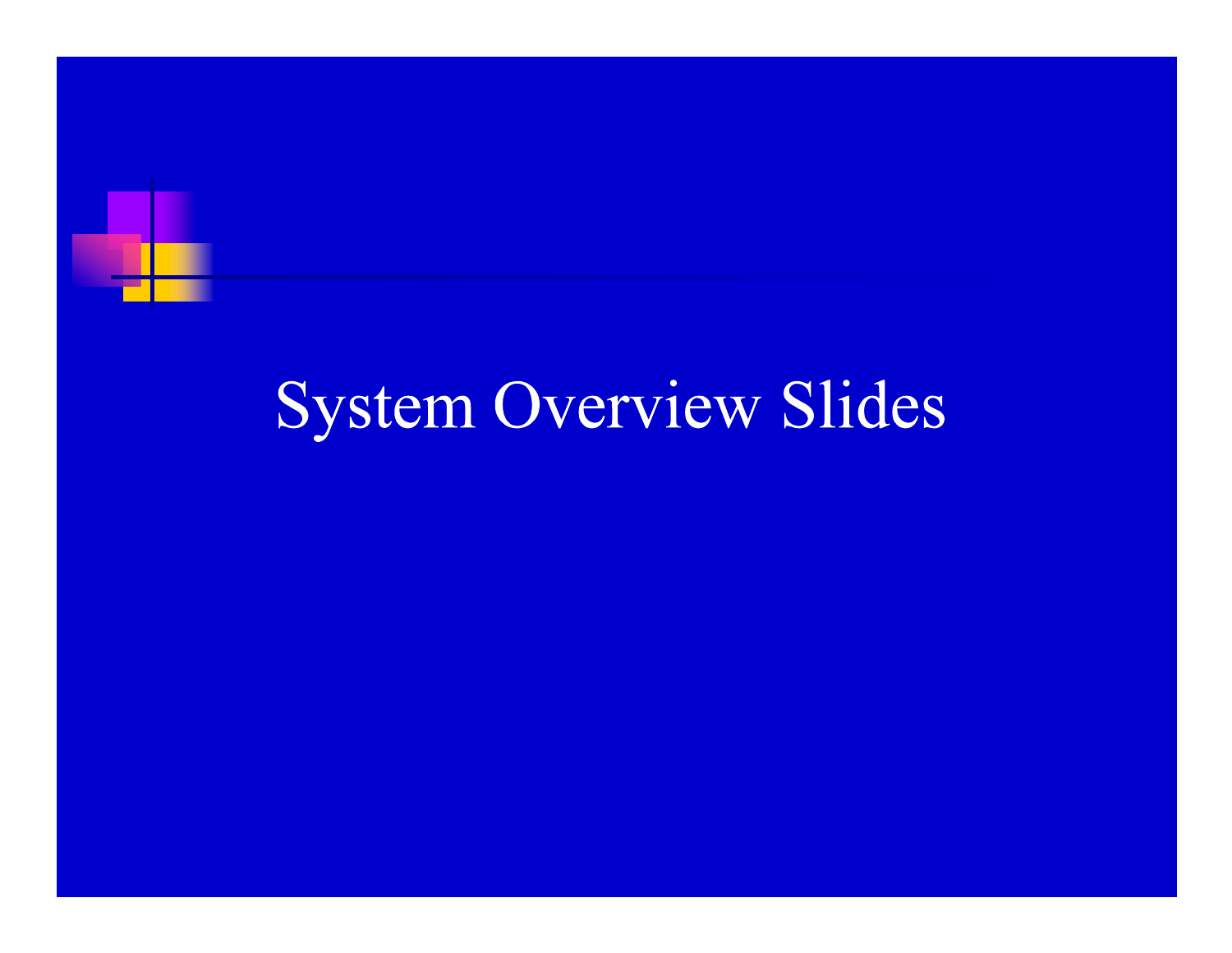# System Overview Slides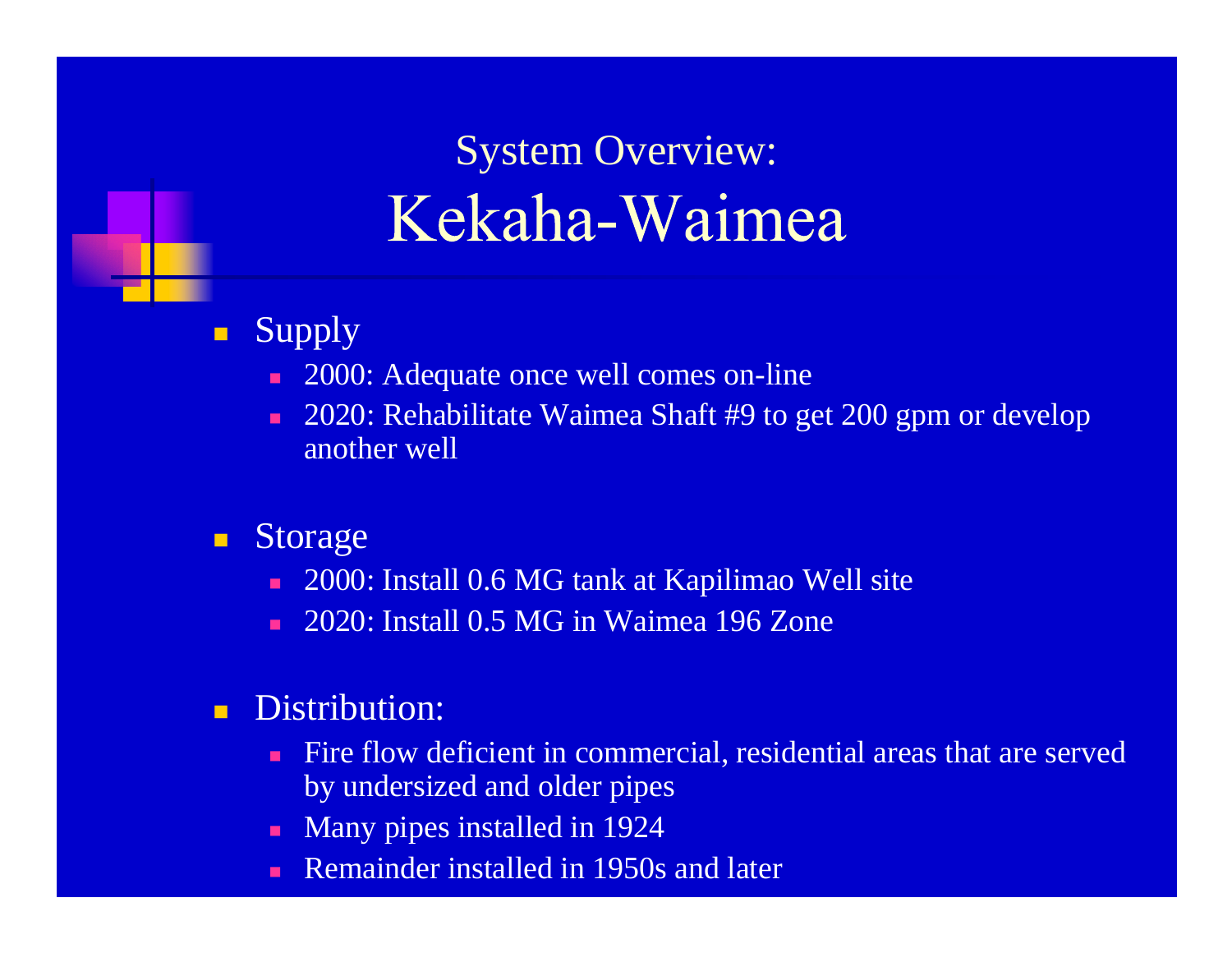# System Overview: Kekaha-Waimea

- Supply
  - 2000: Adequate once well comes on-line
  - 2020: Rehabilitate Waimea Shaft #9 to get 200 gpm or develop another well
- Storage
  - 2000: Install 0.6 MG tank at Kapilimao Well site
  - 2020: Install 0.5 MG in Waimea 196 Zone
- Distribution:
  - Fire flow deficient in commercial, residential areas that are served by undersized and older pipes
  - Many pipes installed in 1924
  - Remainder installed in 1950s and later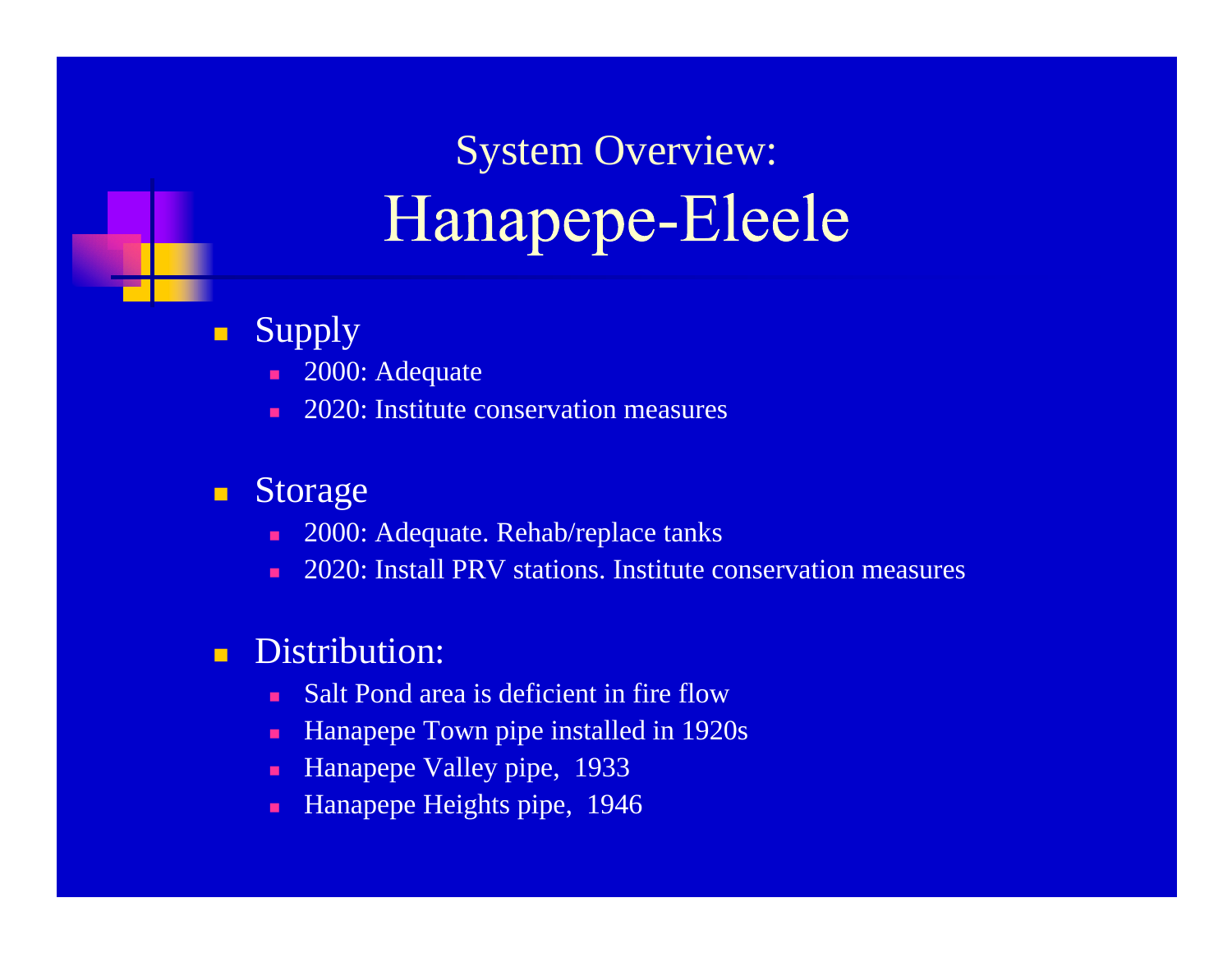# System Overview:
# Hanapepe-Eleele

- Supply
  - 2000: Adequate
  - 2020: Institute conservation measures
- Storage
  - 2000: Adequate. Rehab/replace tanks
  - 2020: Install PRV stations. Institute conservation measures
- Distribution:
  - Salt Pond area is deficient in fire flow
  - Hanapepe Town pipe installed in 1920s
  - Hanapepe Valley pipe, 1933
  - Hanapepe Heights pipe, 1946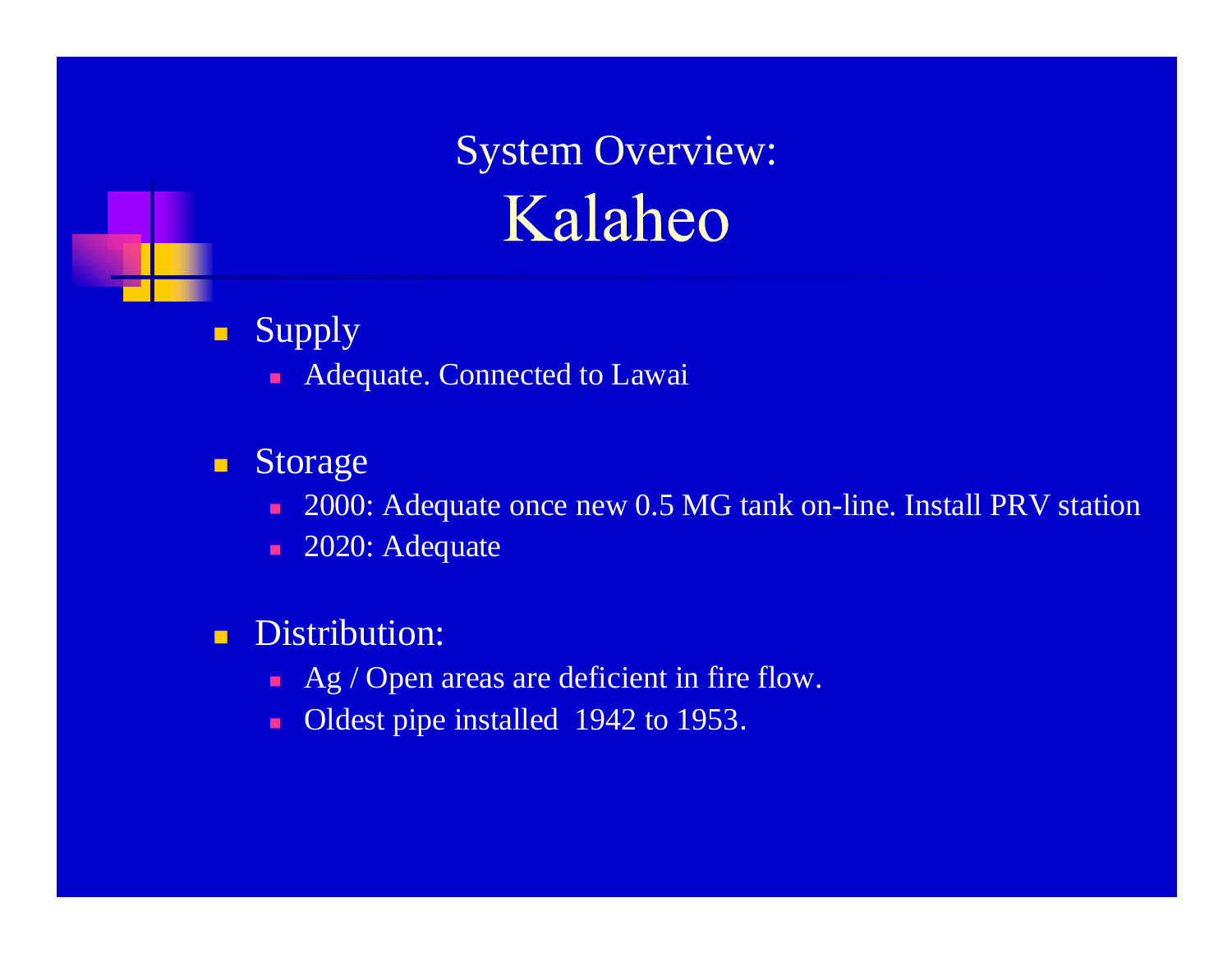# System Overview: Kalaheo

- Supply
  - Adequate. Connected to Lawai

- Storage
  - 2000: Adequate once new 0.5 MG tank on-line. Install PRV station
  - 2020: Adequate

- Distribution:
  - Ag / Open areas are deficient in fire flow.
  - Oldest pipe installed 1942 to 1953.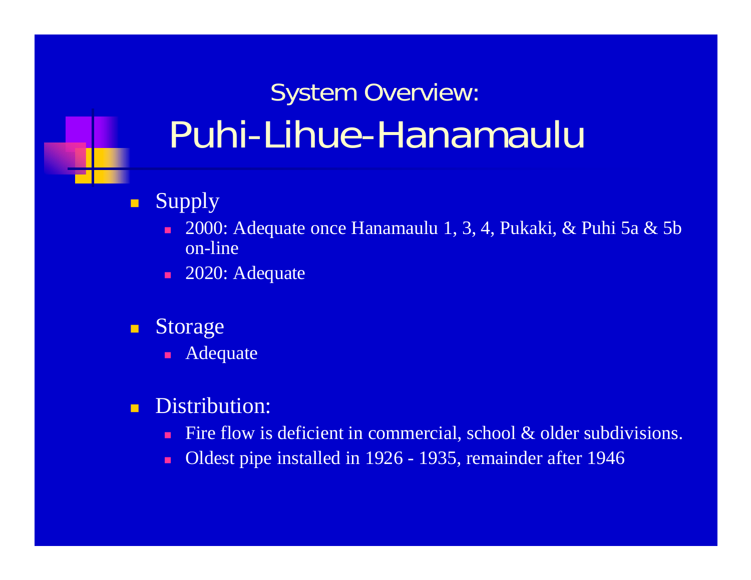## System Overview:

# Puhi-Lihue-Hanamaulu

- Supply
  - 2000: Adequate once Hanamaulu 1, 3, 4, Pukaki, & Puhi 5a & 5b on-line
  - 2020: Adequate
- Storage
  - Adequate
- Distribution:
  - Fire flow is deficient in commercial, school & older subdivisions.
  - Oldest pipe installed in 1926 - 1935, remainder after 1946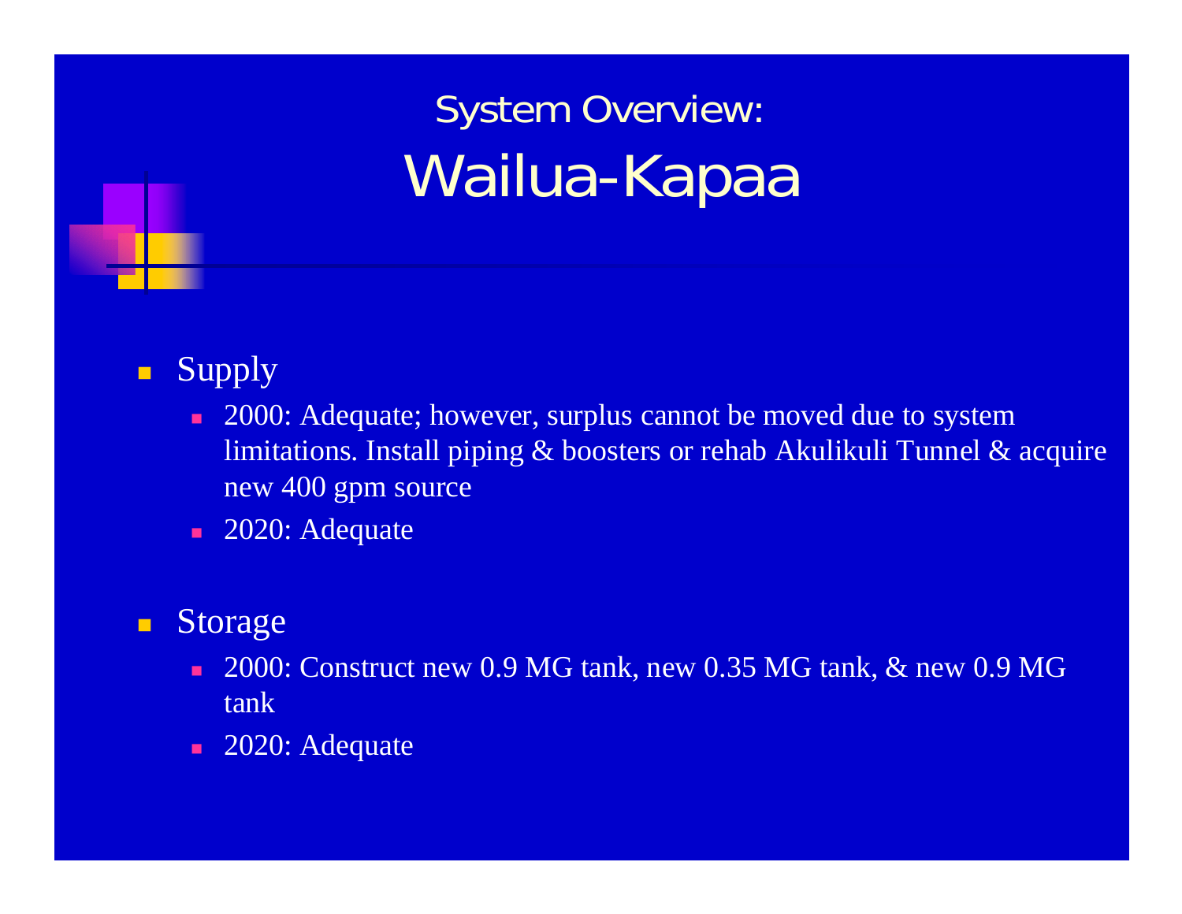# System Overview:
# Wailua-Kapaa

- Supply
  - 2000: Adequate; however, surplus cannot be moved due to system limitations. Install piping & boosters or rehab Akulikuli Tunnel & acquire new 400 gpm source
  - 2020: Adequate

- Storage
  - 2000: Construct new 0.9 MG tank, new 0.35 MG tank, & new 0.9 MG tank
  - 2020: Adequate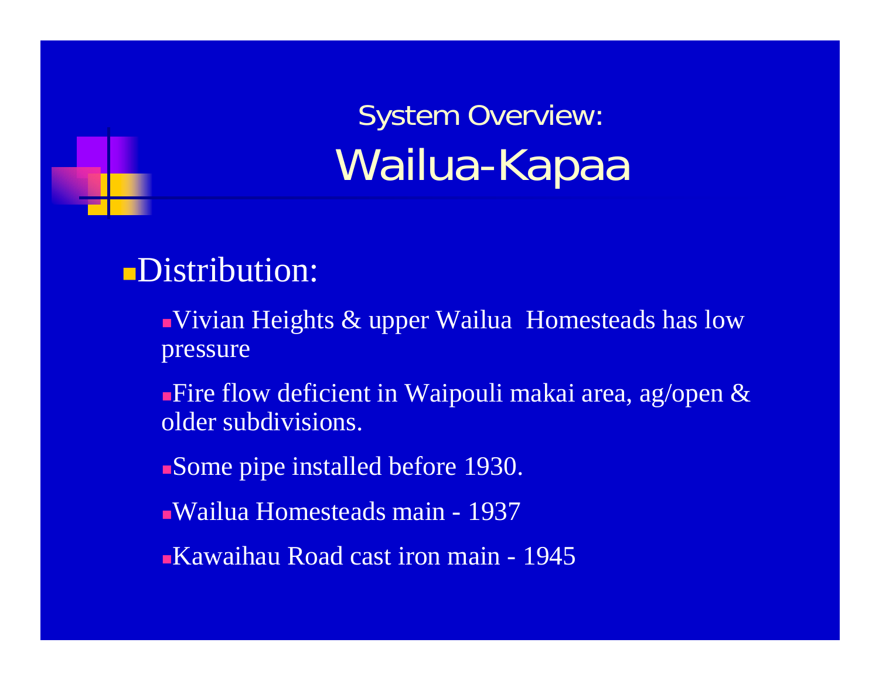## System Overview:
# Wailua-Kapaa

- Distribution:
  - Vivian Heights & upper Wailua Homesteads has low pressure
  - Fire flow deficient in Waipouli makai area, ag/open & older subdivisions.
  - Some pipe installed before 1930.
  - Wailua Homesteads main - 1937
  - Kawaihau Road cast iron main - 1945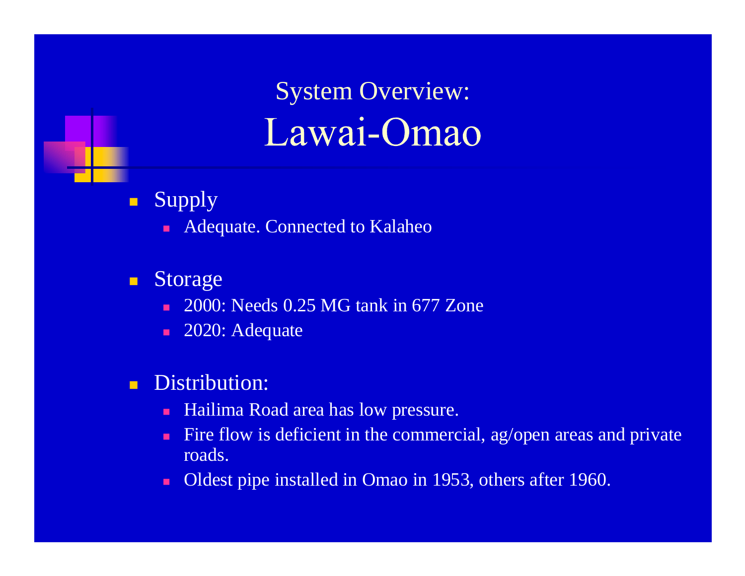# System Overview: Lawai-Omao

- Supply
  - Adequate. Connected to Kalaheo
- Storage
  - 2000: Needs 0.25 MG tank in 677 Zone
  - 2020: Adequate
- Distribution:
  - Hailima Road area has low pressure.
  - Fire flow is deficient in the commercial, ag/open areas and private roads.
  - Oldest pipe installed in Omao in 1953, others after 1960.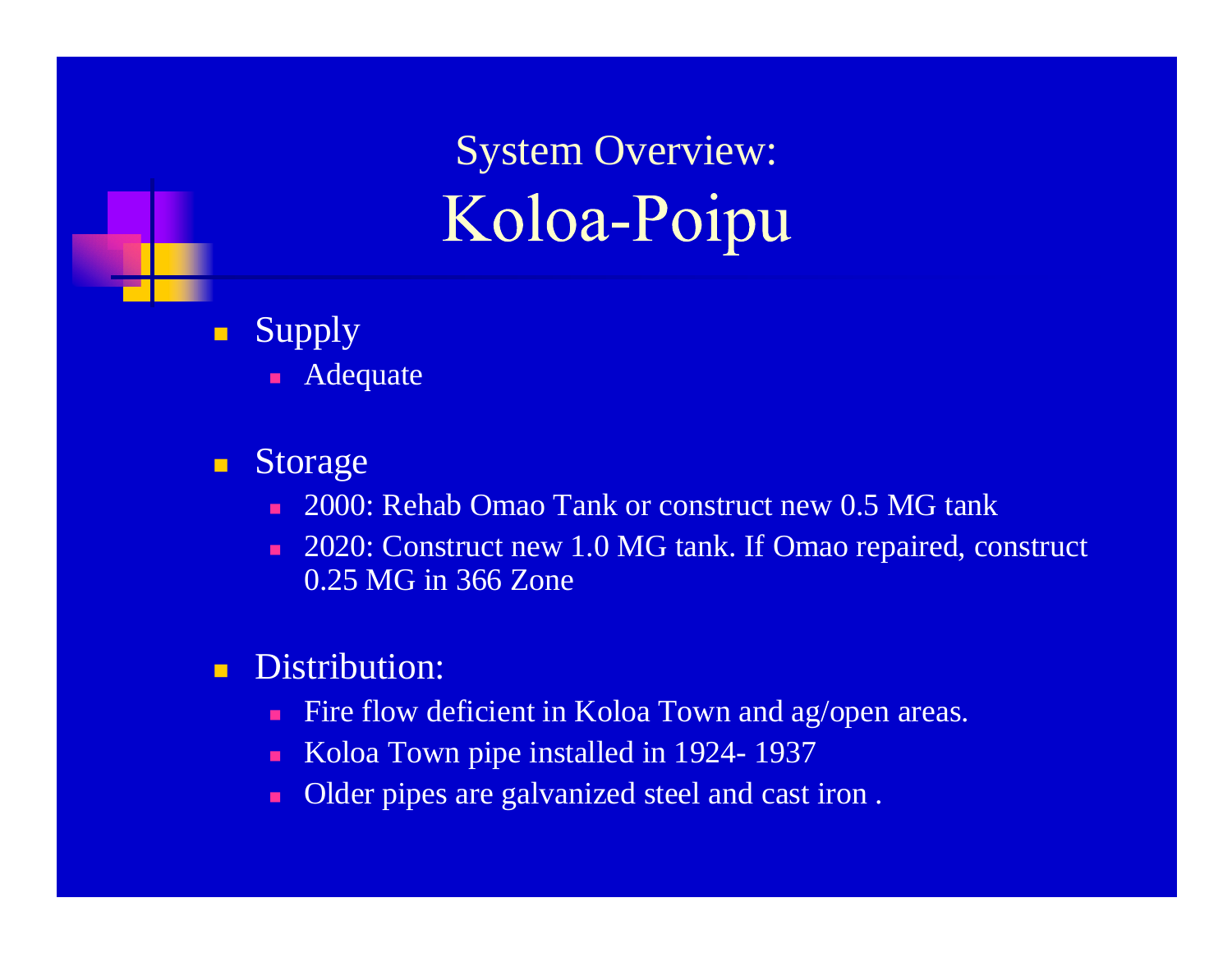# System Overview:
# Koloa-Poipu

- Supply
  - Adequate

- Storage
  - 2000: Rehab Omao Tank or construct new 0.5 MG tank
  - 2020: Construct new 1.0 MG tank. If Omao repaired, construct 0.25 MG in 366 Zone

- Distribution:
  - Fire flow deficient in Koloa Town and ag/open areas.
  - Koloa Town pipe installed in 1924- 1937
  - Older pipes are galvanized steel and cast iron .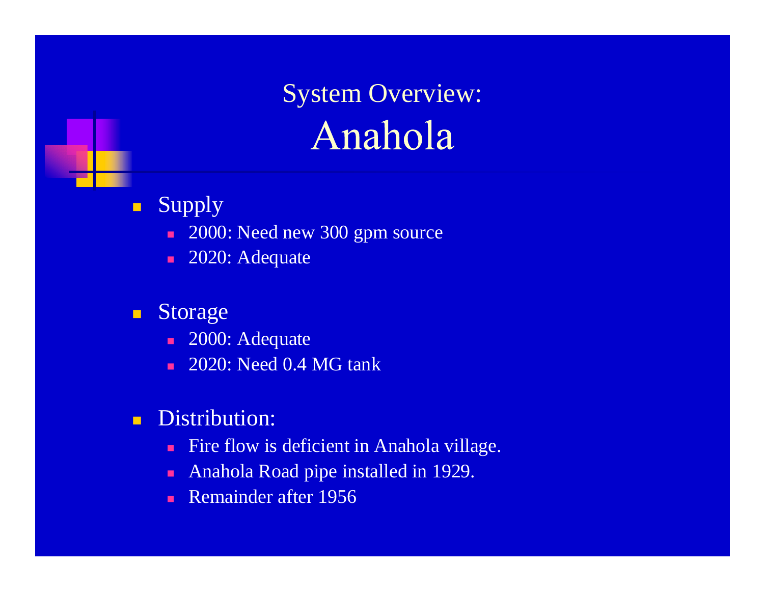# System Overview: Anahola

- Supply
  - 2000: Need new 300 gpm source
  - 2020: Adequate
- Storage
  - 2000: Adequate
  - 2020: Need 0.4 MG tank
- Distribution:
  - Fire flow is deficient in Anahola village.
  - Anahola Road pipe installed in 1929.
  - Remainder after 1956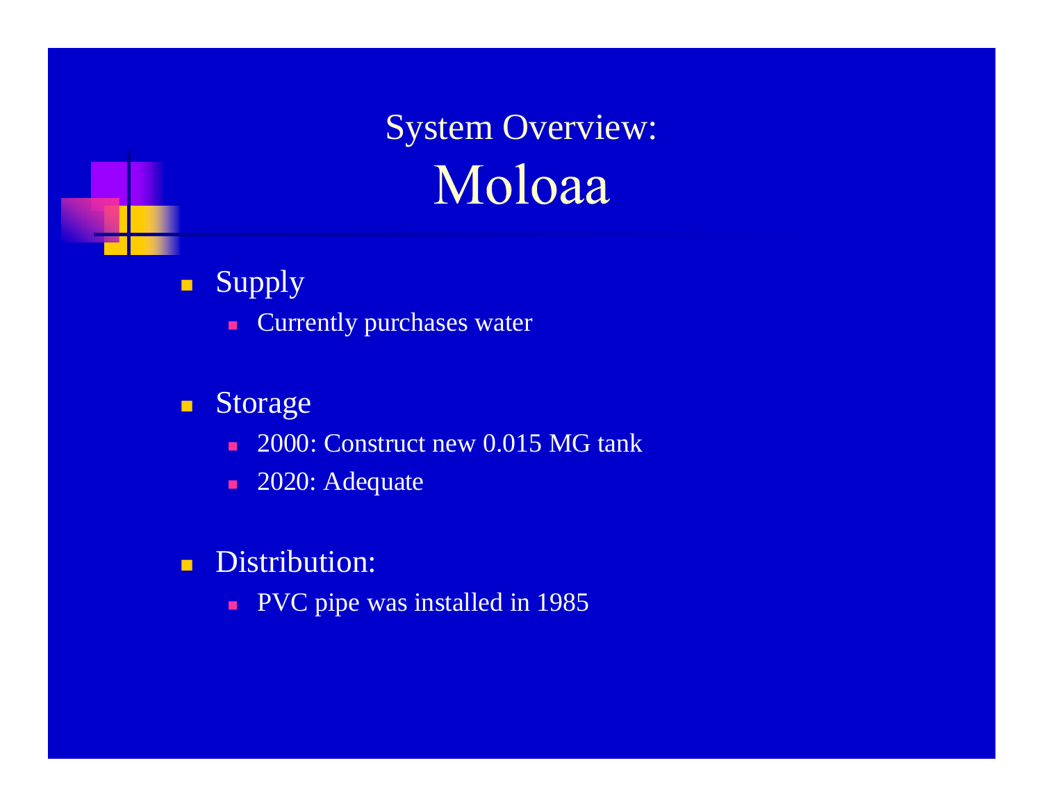# System Overview: Moloaa

- Supply
  - Currently purchases water
- Storage
  - 2000: Construct new 0.015 MG tank
  - 2020: Adequate
- Distribution:
  - PVC pipe was installed in 1985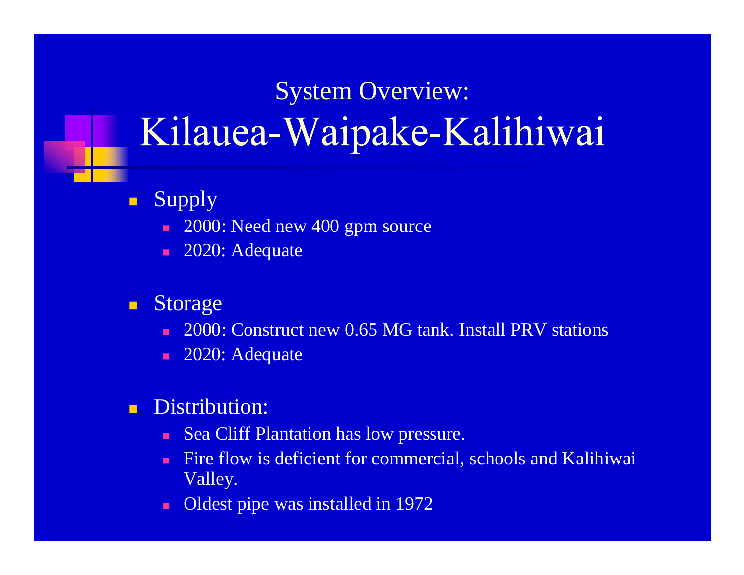## System Overview:

# Kilauea-Waipake-Kalihiwai

- Supply
  - 2000: Need new 400 gpm source
  - 2020: Adequate

- Storage
  - 2000: Construct new 0.65 MG tank. Install PRV stations
  - 2020: Adequate

- Distribution:
  - Sea Cliff Plantation has low pressure.
  - Fire flow is deficient for commercial, schools and Kalihiwai Valley.
  - Oldest pipe was installed in 1972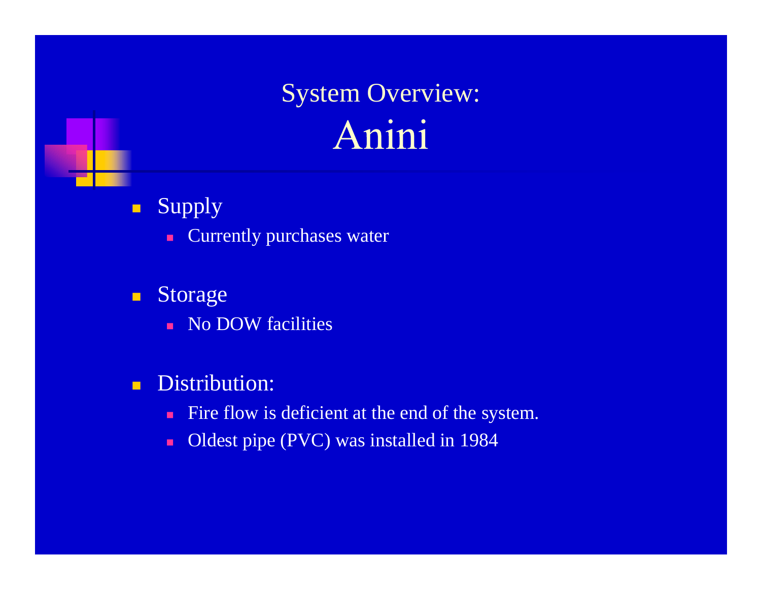# System Overview: Anini

- Supply
  - Currently purchases water
- Storage
  - No DOW facilities
- Distribution:
  - Fire flow is deficient at the end of the system.
  - Oldest pipe (PVC) was installed in 1984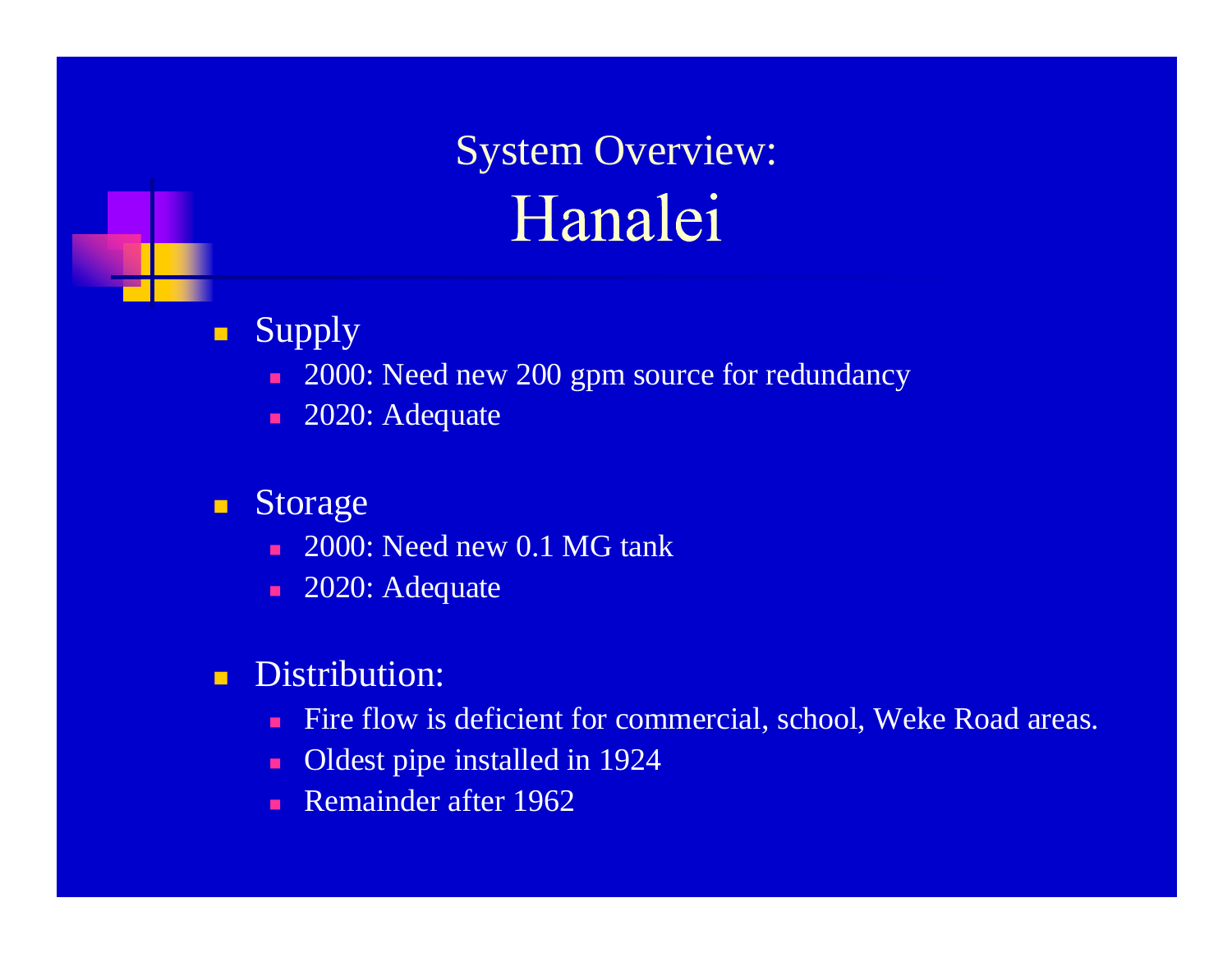# System Overview: Hanalei

- Supply
  - 2000: Need new 200 gpm source for redundancy
  - 2020: Adequate
- Storage
  - 2000: Need new 0.1 MG tank
  - 2020: Adequate
- Distribution:
  - Fire flow is deficient for commercial, school, Weke Road areas.
  - Oldest pipe installed in 1924
  - Remainder after 1962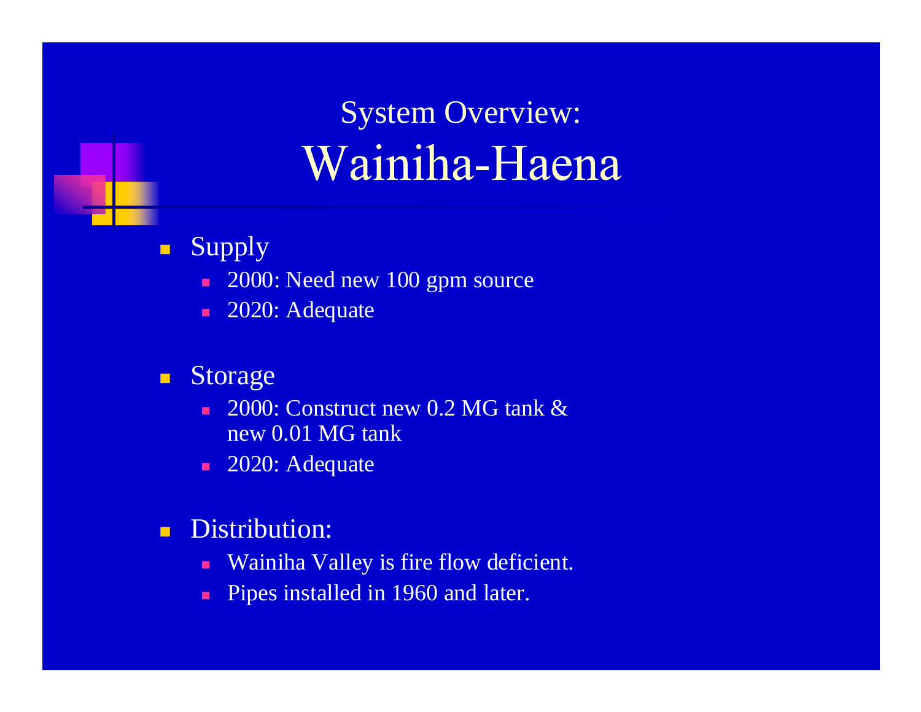# System Overview: Wainiha-Haena

- Supply
  - 2000: Need new 100 gpm source
  - 2020: Adequate
- Storage
  - 2000: Construct new 0.2 MG tank & new 0.01 MG tank
  - 2020: Adequate
- Distribution:
  - Wainiha Valley is fire flow deficient.
  - Pipes installed in 1960 and later.